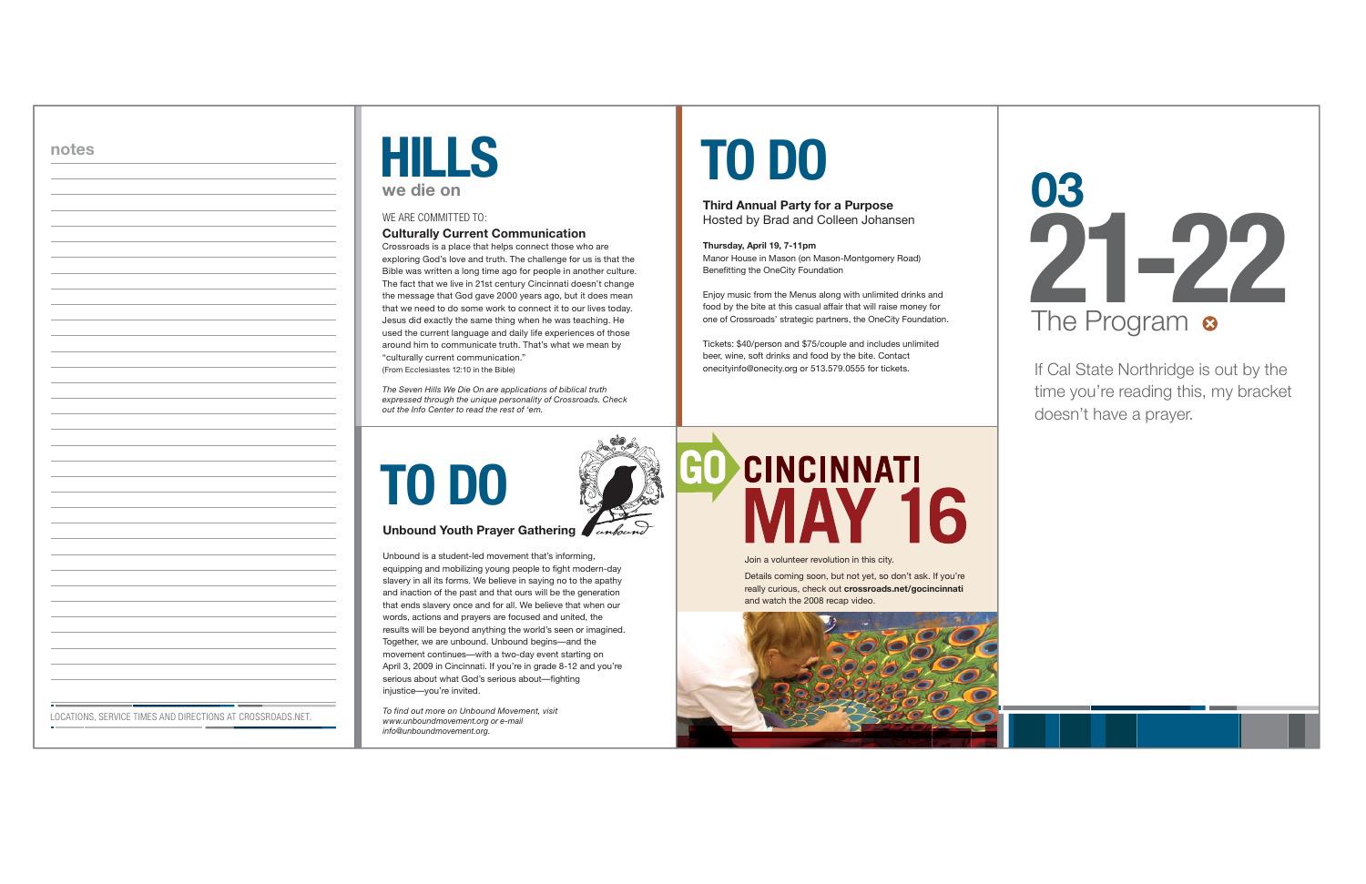## notes

LOCATIONS, SERVICE TIMES AND DIRECTIONS AT CROSSROADS.NET.

# HILLS

**we die on**

WE ARE COMMITTED TO:

**Culturally Current Communication**

Crossroads is a place that helps connect those who are exploring God's love and truth. The challenge for us is that the Bible was written a long time ago for people in another culture. The fact that we live in 21st century Cincinnati doesn't change the message that God gave 2000 years ago, but it does mean that we need to do some work to connect it to our lives today. Jesus did exactly the same thing when he was teaching. He used the current language and daily life experiences of those around him to communicate truth. That's what we mean by "culturally current communication."

(From Ecclesiastes 12:10 in the Bible)

*The Seven Hills We Die On are applications of biblical truth expressed through the unique personality of Crossroads. Check out the Info Center to read the rest of 'em.*

# TO DO

**Unbound Youth Prayer Gathering**

Unbound is a student-led movement that's informing, equipping and mobilizing young people to fight modern-day slavery in all its forms. We believe in saying no to the apathy and inaction of the past and that ours will be the generation that ends slavery once and for all. We believe that when our words, actions and prayers are focused and united, the results will be beyond anything the world's seen or imagined. Together, we are unbound. Unbound begins—and the movement continues—with a two-day event starting on April 3, 2009 in Cincinnati. If you're in grade 8-12 and you're serious about what God's serious about—fighting injustice—you're invited.

*To find out more on Unbound Movement, visit www.unboundmovement.org or e-mail info@unboundmovement.org.*

# TO DO

**Third Annual Party for a Purpose**
Hosted by Brad and Colleen Johansen

**Thursday, April 19, 7-11pm**
Manor House in Mason (on Mason-Montgomery Road)
Benefitting the OneCity Foundation

Enjoy music from the Menus along with unlimited drinks and food by the bite at this casual affair that will raise money for one of Crossroads' strategic partners, the OneCity Foundation.

Tickets: $40/person and $75/couple and includes unlimited beer, wine, soft drinks and food by the bite. Contact onecityinfo@onecity.org or 513.579.0555 for tickets.

# GO CINCINNATI MAY 16

Join a volunteer revolution in this city.

Details coming soon, but not yet, so don't ask. If you're really curious, check out **crossroads.net/gocincinnati** and watch the 2008 recap video.

# 03 21-22

## The Program

If Cal State Northridge is out by the time you're reading this, my bracket doesn't have a prayer.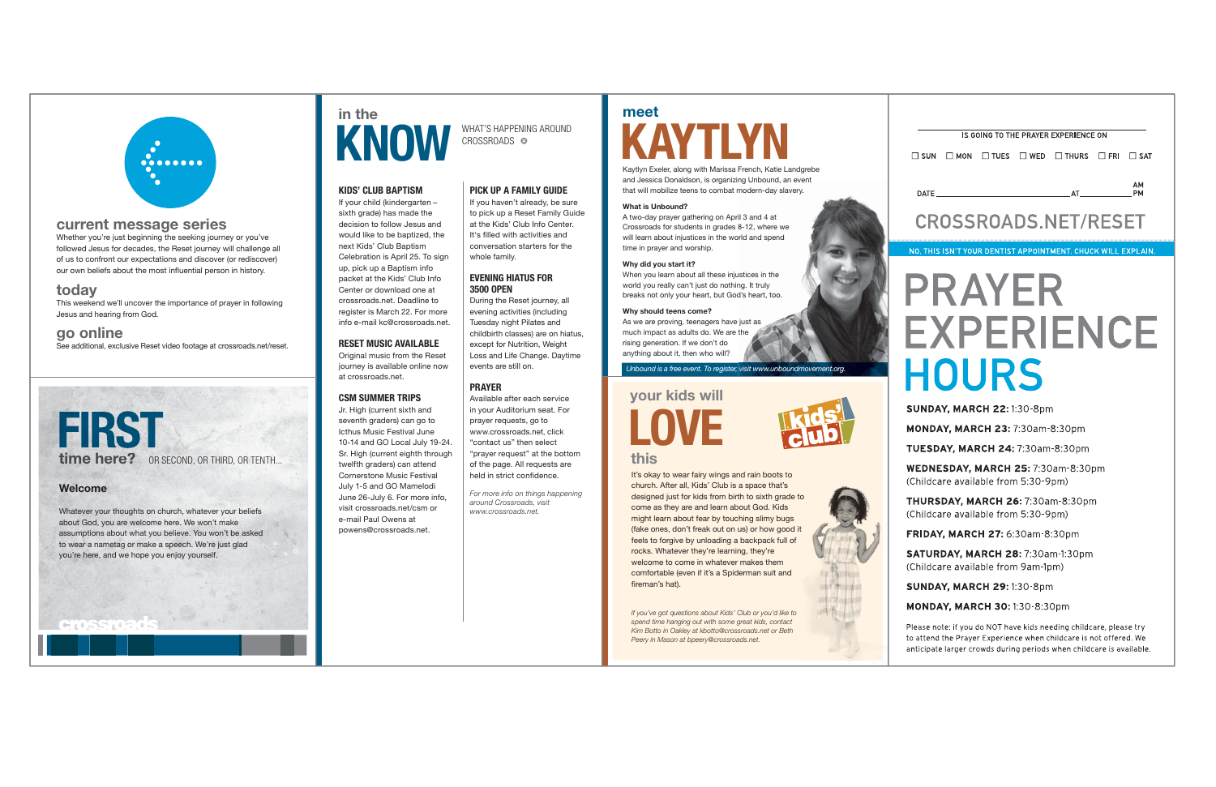## current message series

Whether you're just beginning the seeking journey or you've followed Jesus for decades, the Reset journey will challenge all of us to confront our expectations and discover (or rediscover) our own beliefs about the most influential person in history.

## today

This weekend we'll uncover the importance of prayer in following Jesus and hearing from God.

## go online

See additional, exclusive Reset video footage at crossroads.net/reset.

# FIRST

**time here?** OR SECOND, OR THIRD, OR TENTH...

### Welcome

Whatever your thoughts on church, whatever your beliefs about God, you are welcome here. We won't make assumptions about what you believe. You won't be asked to wear a nametag or make a speech. We're just glad you're here, and we hope you enjoy yourself.

crossroads

# in the KNOW

WHAT'S HAPPENING AROUND CROSSROADS

### KIDS' CLUB BAPTISM

If your child (kindergarten – sixth grade) has made the decision to follow Jesus and would like to be baptized, the next Kids' Club Baptism Celebration is April 25. To sign up, pick up a Baptism info packet at the Kids' Club Info Center or download one at crossroads.net. Deadline to register is March 22. For more info e-mail kc@crossroads.net.

### RESET MUSIC AVAILABLE

Original music from the Reset journey is available online now at crossroads.net.

### CSM SUMMER TRIPS

Jr. High (current sixth and seventh graders) can go to Icthus Music Festival June 10-14 and GO Local July 19-24. Sr. High (current eighth through twelfth graders) can attend Cornerstone Music Festival July 1-5 and GO Mamelodi June 26-July 6. For more info, visit crossroads.net/csm or e-mail Paul Owens at powens@crossroads.net.

### PICK UP A FAMILY GUIDE

If you haven't already, be sure to pick up a Reset Family Guide at the Kids' Club Info Center. It's filled with activities and conversation starters for the whole family.

### EVENING HIATUS FOR 3500 OPEN

During the Reset journey, all evening activities (including Tuesday night Pilates and childbirth classes) are on hiatus, except for Nutrition, Weight Loss and Life Change. Daytime events are still on.

### PRAYER

Available after each service in your Auditorium seat. For prayer requests, go to www.crossroads.net, click "contact us" then select "prayer request" at the bottom of the page. All requests are held in strict confidence.

*For more info on things happening around Crossroads, visit www.crossroads.net.*

# meet KAYTLYN

Kaytlyn Exeler, along with Marissa French, Katie Landgrebe and Jessica Donaldson, is organizing Unbound, an event that will mobilize teens to combat modern-day slavery.

**What is Unbound?**
A two-day prayer gathering on April 3 and 4 at Crossroads for students in grades 8-12, where we will learn about injustices in the world and spend time in prayer and worship.

**Why did you start it?**
When you learn about all these injustices in the world you really can't just do nothing. It truly breaks not only your heart, but God's heart, too.

**Why should teens come?**
As we are proving, teenagers have just as much impact as adults do. We are the rising generation. If we don't do anything about it, then who will?

*Unbound is a free event. To register, visit www.unboundmovement.org.*

# your kids will LOVE this

kids' club

It's okay to wear fairy wings and rain boots to church. After all, Kids' Club is a space that's designed just for kids from birth to sixth grade to come as they are and learn about God. Kids might learn about fear by touching slimy bugs (fake ones, don't freak out on us) or how good it feels to forgive by unloading a backpack full of rocks. Whatever they're learning, they're welcome to come in whatever makes them comfortable (even if it's a Spiderman suit and fireman's hat).

*If you've got questions about Kids' Club or you'd like to spend time hanging out with some great kids, contact Kim Botto in Oakley at kbotto@crossroads.net or Beth Peery in Mason at bpeery@crossroads.net.*

\_\_\_\_\_\_\_\_\_\_\_\_\_\_\_\_\_\_\_\_\_\_\_\_
IS GOING TO THE PRAYER EXPERIENCE ON

☐ SUN ☐ MON ☐ TUES ☐ WED ☐ THURS ☐ FRI ☐ SAT

DATE \_\_\_\_\_\_\_\_\_\_\_\_\_\_\_\_ AT \_\_\_\_\_\_\_\_ AM/PM

CROSSROADS.NET/RESET

NO, THIS ISN'T YOUR DENTIST APPOINTMENT. CHUCK WILL EXPLAIN.

# PRAYER EXPERIENCE HOURS

**SUNDAY, MARCH 22:** 1:30-8pm

**MONDAY, MARCH 23:** 7:30am-8:30pm

**TUESDAY, MARCH 24:** 7:30am-8:30pm

**WEDNESDAY, MARCH 25:** 7:30am-8:30pm
(Childcare available from 5:30-9pm)

**THURSDAY, MARCH 26:** 7:30am-8:30pm
(Childcare available from 5:30-9pm)

**FRIDAY, MARCH 27:** 6:30am-8:30pm

**SATURDAY, MARCH 28:** 7:30am-1:30pm
(Childcare available from 9am-1pm)

**SUNDAY, MARCH 29:** 1:30-8pm

**MONDAY, MARCH 30:** 1:30-8:30pm

Please note: if you do NOT have kids needing childcare, please try to attend the Prayer Experience when childcare is not offered. We anticipate larger crowds during periods when childcare is available.